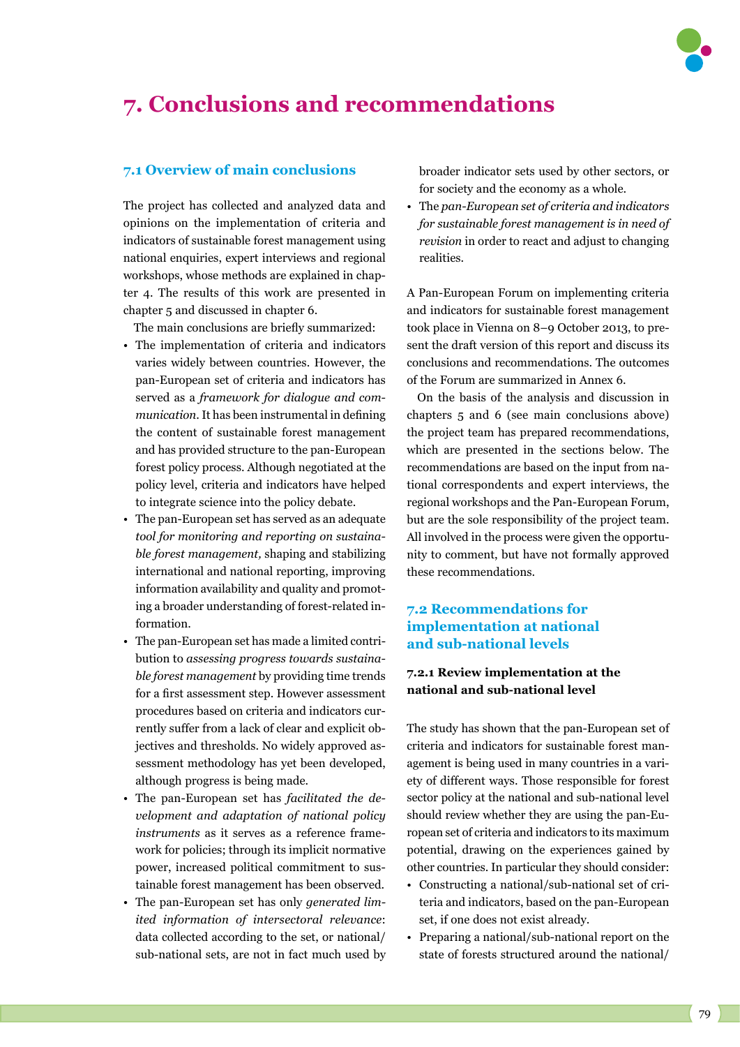# 7. Conclusions and recommendations

## 7.1 Overview of main conclusions

The project has collected and analyzed data and opinions on the implementation of criteria and indicators of sustainable forest management using national enquiries, expert interviews and regional workshops, whose methods are explained in chapter 4. The results of this work are presented in chapter 5 and discussed in chapter 6.

The main conclusions are briefly summarized:

- The implementation of criteria and indicators varies widely between countries. However, the pan-European set of criteria and indicators has served as a *framework for dialogue and communication*. It has been instrumental in defining the content of sustainable forest management and has provided structure to the pan-European forest policy process. Although negotiated at the policy level, criteria and indicators have helped to integrate science into the policy debate.
- The pan-European set has served as an adequate *tool for monitoring and reporting on sustainable forest management,* shaping and stabilizing international and national reporting, improving information availability and quality and promoting a broader understanding of forest-related information.
- The pan-European set has made a limited contribution to *assessing progress towards sustainable forest management* by providing time trends for a first assessment step. However assessment procedures based on criteria and indicators currently suffer from a lack of clear and explicit objectives and thresholds. No widely approved assessment methodology has yet been developed, although progress is being made.
- The pan-European set has *facilitated the development and adaptation of national policy instruments* as it serves as a reference framework for policies; through its implicit normative power, increased political commitment to sustainable forest management has been observed.
- The pan-European set has only *generated limited information of intersectoral relevance*: data collected according to the set, or national/sub-national sets, are not in fact much used by broader indicator sets used by other sectors, or for society and the economy as a whole.
- The *pan-European set of criteria and indicators for sustainable forest management is in need of revision* in order to react and adjust to changing realities.

A Pan-European Forum on implementing criteria and indicators for sustainable forest management took place in Vienna on 8–9 October 2013, to present the draft version of this report and discuss its conclusions and recommendations. The outcomes of the Forum are summarized in Annex 6.

On the basis of the analysis and discussion in chapters 5 and 6 (see main conclusions above) the project team has prepared recommendations, which are presented in the sections below. The recommendations are based on the input from national correspondents and expert interviews, the regional workshops and the Pan-European Forum, but are the sole responsibility of the project team. All involved in the process were given the opportunity to comment, but have not formally approved these recommendations.

## 7.2 Recommendations for implementation at national and sub-national levels

### 7.2.1 Review implementation at the national and sub-national level

The study has shown that the pan-European set of criteria and indicators for sustainable forest management is being used in many countries in a variety of different ways. Those responsible for forest sector policy at the national and sub-national level should review whether they are using the pan-European set of criteria and indicators to its maximum potential, drawing on the experiences gained by other countries. In particular they should consider:

- Constructing a national/sub-national set of criteria and indicators, based on the pan-European set, if one does not exist already.
- Preparing a national/sub-national report on the state of forests structured around the national/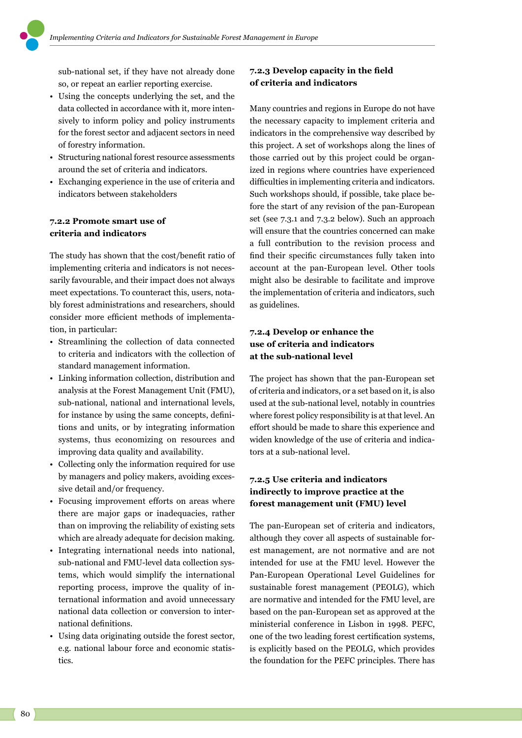sub-national set, if they have not already done so, or repeat an earlier reporting exercise.
- Using the concepts underlying the set, and the data collected in accordance with it, more intensively to inform policy and policy instruments for the forest sector and adjacent sectors in need of forestry information.
- Structuring national forest resource assessments around the set of criteria and indicators.
- Exchanging experience in the use of criteria and indicators between stakeholders

### 7.2.2 Promote smart use of criteria and indicators

The study has shown that the cost/benefit ratio of implementing criteria and indicators is not necessarily favourable, and their impact does not always meet expectations. To counteract this, users, notably forest administrations and researchers, should consider more efficient methods of implementation, in particular:

- Streamlining the collection of data connected to criteria and indicators with the collection of standard management information.
- Linking information collection, distribution and analysis at the Forest Management Unit (FMU), sub-national, national and international levels, for instance by using the same concepts, definitions and units, or by integrating information systems, thus economizing on resources and improving data quality and availability.
- Collecting only the information required for use by managers and policy makers, avoiding excessive detail and/or frequency.
- Focusing improvement efforts on areas where there are major gaps or inadequacies, rather than on improving the reliability of existing sets which are already adequate for decision making.
- Integrating international needs into national, sub-national and FMU-level data collection systems, which would simplify the international reporting process, improve the quality of international information and avoid unnecessary national data collection or conversion to international definitions.
- Using data originating outside the forest sector, e.g. national labour force and economic statistics.

### 7.2.3 Develop capacity in the field of criteria and indicators

Many countries and regions in Europe do not have the necessary capacity to implement criteria and indicators in the comprehensive way described by this project. A set of workshops along the lines of those carried out by this project could be organized in regions where countries have experienced difficulties in implementing criteria and indicators. Such workshops should, if possible, take place before the start of any revision of the pan-European set (see 7.3.1 and 7.3.2 below). Such an approach will ensure that the countries concerned can make a full contribution to the revision process and find their specific circumstances fully taken into account at the pan-European level. Other tools might also be desirable to facilitate and improve the implementation of criteria and indicators, such as guidelines.

### 7.2.4 Develop or enhance the use of criteria and indicators at the sub-national level

The project has shown that the pan-European set of criteria and indicators, or a set based on it, is also used at the sub-national level, notably in countries where forest policy responsibility is at that level. An effort should be made to share this experience and widen knowledge of the use of criteria and indicators at a sub-national level.

### 7.2.5 Use criteria and indicators indirectly to improve practice at the forest management unit (FMU) level

The pan-European set of criteria and indicators, although they cover all aspects of sustainable forest management, are not normative and are not intended for use at the FMU level. However the Pan-European Operational Level Guidelines for sustainable forest management (PEOLG), which are normative and intended for the FMU level, are based on the pan-European set as approved at the ministerial conference in Lisbon in 1998. PEFC, one of the two leading forest certification systems, is explicitly based on the PEOLG, which provides the foundation for the PEFC principles. There has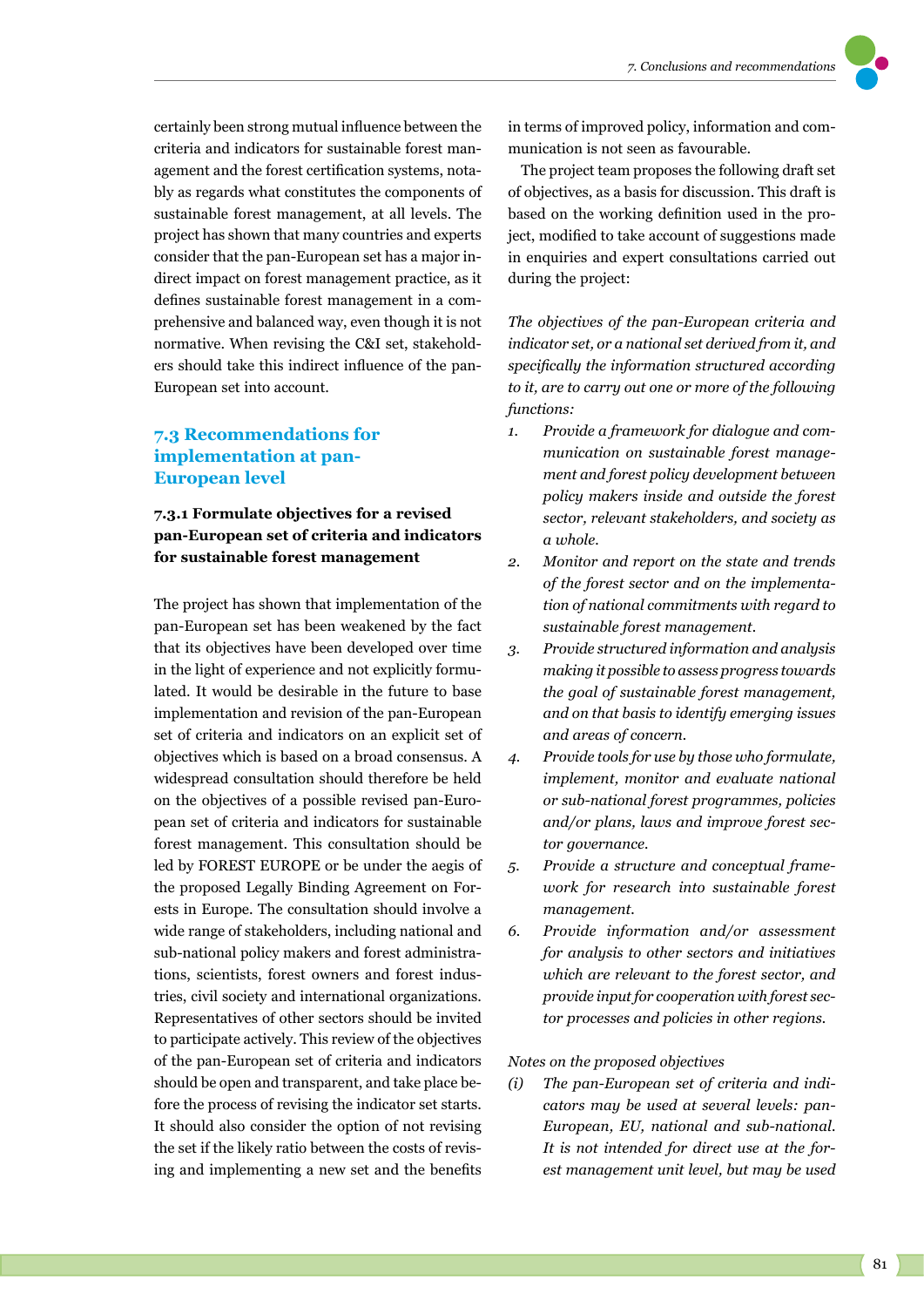certainly been strong mutual influence between the criteria and indicators for sustainable forest management and the forest certification systems, notably as regards what constitutes the components of sustainable forest management, at all levels. The project has shown that many countries and experts consider that the pan-European set has a major indirect impact on forest management practice, as it defines sustainable forest management in a comprehensive and balanced way, even though it is not normative. When revising the C&I set, stakeholders should take this indirect influence of the pan-European set into account.

## 7.3 Recommendations for implementation at pan-European level

### 7.3.1 Formulate objectives for a revised pan-European set of criteria and indicators for sustainable forest management

The project has shown that implementation of the pan-European set has been weakened by the fact that its objectives have been developed over time in the light of experience and not explicitly formulated. It would be desirable in the future to base implementation and revision of the pan-European set of criteria and indicators on an explicit set of objectives which is based on a broad consensus. A widespread consultation should therefore be held on the objectives of a possible revised pan-European set of criteria and indicators for sustainable forest management. This consultation should be led by FOREST EUROPE or be under the aegis of the proposed Legally Binding Agreement on Forests in Europe. The consultation should involve a wide range of stakeholders, including national and sub-national policy makers and forest administrations, scientists, forest owners and forest industries, civil society and international organizations. Representatives of other sectors should be invited to participate actively. This review of the objectives of the pan-European set of criteria and indicators should be open and transparent, and take place before the process of revising the indicator set starts. It should also consider the option of not revising the set if the likely ratio between the costs of revising and implementing a new set and the benefits in terms of improved policy, information and communication is not seen as favourable.

The project team proposes the following draft set of objectives, as a basis for discussion. This draft is based on the working definition used in the project, modified to take account of suggestions made in enquiries and expert consultations carried out during the project:

*The objectives of the pan-European criteria and indicator set, or a national set derived from it, and specifically the information structured according to it, are to carry out one or more of the following functions:*

1. *Provide a framework for dialogue and communication on sustainable forest management and forest policy development between policy makers inside and outside the forest sector, relevant stakeholders, and society as a whole.*
2. *Monitor and report on the state and trends of the forest sector and on the implementation of national commitments with regard to sustainable forest management.*
3. *Provide structured information and analysis making it possible to assess progress towards the goal of sustainable forest management, and on that basis to identify emerging issues and areas of concern.*
4. *Provide tools for use by those who formulate, implement, monitor and evaluate national or sub-national forest programmes, policies and/or plans, laws and improve forest sector governance.*
5. *Provide a structure and conceptual framework for research into sustainable forest management.*
6. *Provide information and/or assessment for analysis to other sectors and initiatives which are relevant to the forest sector, and provide input for cooperation with forest sector processes and policies in other regions.*

*Notes on the proposed objectives*

(i) *The pan-European set of criteria and indicators may be used at several levels: pan-European, EU, national and sub-national. It is not intended for direct use at the forest management unit level, but may be used*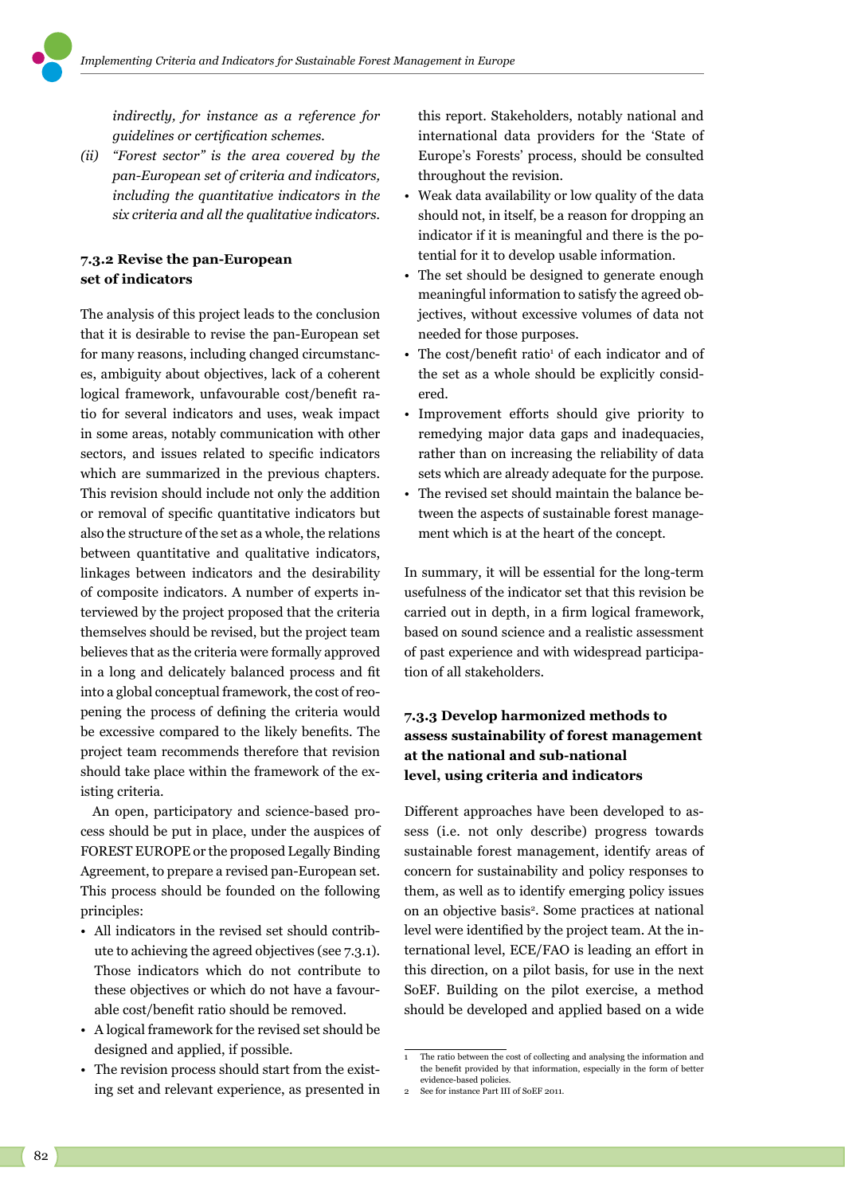*indirectly, for instance as a reference for guidelines or certification schemes.*

*(ii) "Forest sector" is the area covered by the pan-European set of criteria and indicators, including the quantitative indicators in the six criteria and all the qualitative indicators.*

### 7.3.2 Revise the pan-European set of indicators

The analysis of this project leads to the conclusion that it is desirable to revise the pan-European set for many reasons, including changed circumstances, ambiguity about objectives, lack of a coherent logical framework, unfavourable cost/benefit ratio for several indicators and uses, weak impact in some areas, notably communication with other sectors, and issues related to specific indicators which are summarized in the previous chapters. This revision should include not only the addition or removal of specific quantitative indicators but also the structure of the set as a whole, the relations between quantitative and qualitative indicators, linkages between indicators and the desirability of composite indicators. A number of experts interviewed by the project proposed that the criteria themselves should be revised, but the project team believes that as the criteria were formally approved in a long and delicately balanced process and fit into a global conceptual framework, the cost of reopening the process of defining the criteria would be excessive compared to the likely benefits. The project team recommends therefore that revision should take place within the framework of the existing criteria.

An open, participatory and science-based process should be put in place, under the auspices of FOREST EUROPE or the proposed Legally Binding Agreement, to prepare a revised pan-European set. This process should be founded on the following principles:

- All indicators in the revised set should contribute to achieving the agreed objectives (see 7.3.1). Those indicators which do not contribute to these objectives or which do not have a favourable cost/benefit ratio should be removed.
- A logical framework for the revised set should be designed and applied, if possible.
- The revision process should start from the existing set and relevant experience, as presented in this report. Stakeholders, notably national and international data providers for the 'State of Europe's Forests' process, should be consulted throughout the revision.
- Weak data availability or low quality of the data should not, in itself, be a reason for dropping an indicator if it is meaningful and there is the potential for it to develop usable information.
- The set should be designed to generate enough meaningful information to satisfy the agreed objectives, without excessive volumes of data not needed for those purposes.
- The cost/benefit ratio[1] of each indicator and of the set as a whole should be explicitly considered.
- Improvement efforts should give priority to remedying major data gaps and inadequacies, rather than on increasing the reliability of data sets which are already adequate for the purpose.
- The revised set should maintain the balance between the aspects of sustainable forest management which is at the heart of the concept.

In summary, it will be essential for the long-term usefulness of the indicator set that this revision be carried out in depth, in a firm logical framework, based on sound science and a realistic assessment of past experience and with widespread participation of all stakeholders.

### 7.3.3 Develop harmonized methods to assess sustainability of forest management at the national and sub-national level, using criteria and indicators

Different approaches have been developed to assess (i.e. not only describe) progress towards sustainable forest management, identify areas of concern for sustainability and policy responses to them, as well as to identify emerging policy issues on an objective basis[2]. Some practices at national level were identified by the project team. At the international level, ECE/FAO is leading an effort in this direction, on a pilot basis, for use in the next SoEF. Building on the pilot exercise, a method should be developed and applied based on a wide

---

1 The ratio between the cost of collecting and analysing the information and the benefit provided by that information, especially in the form of better evidence-based policies.

2 See for instance Part III of SoEF 2011.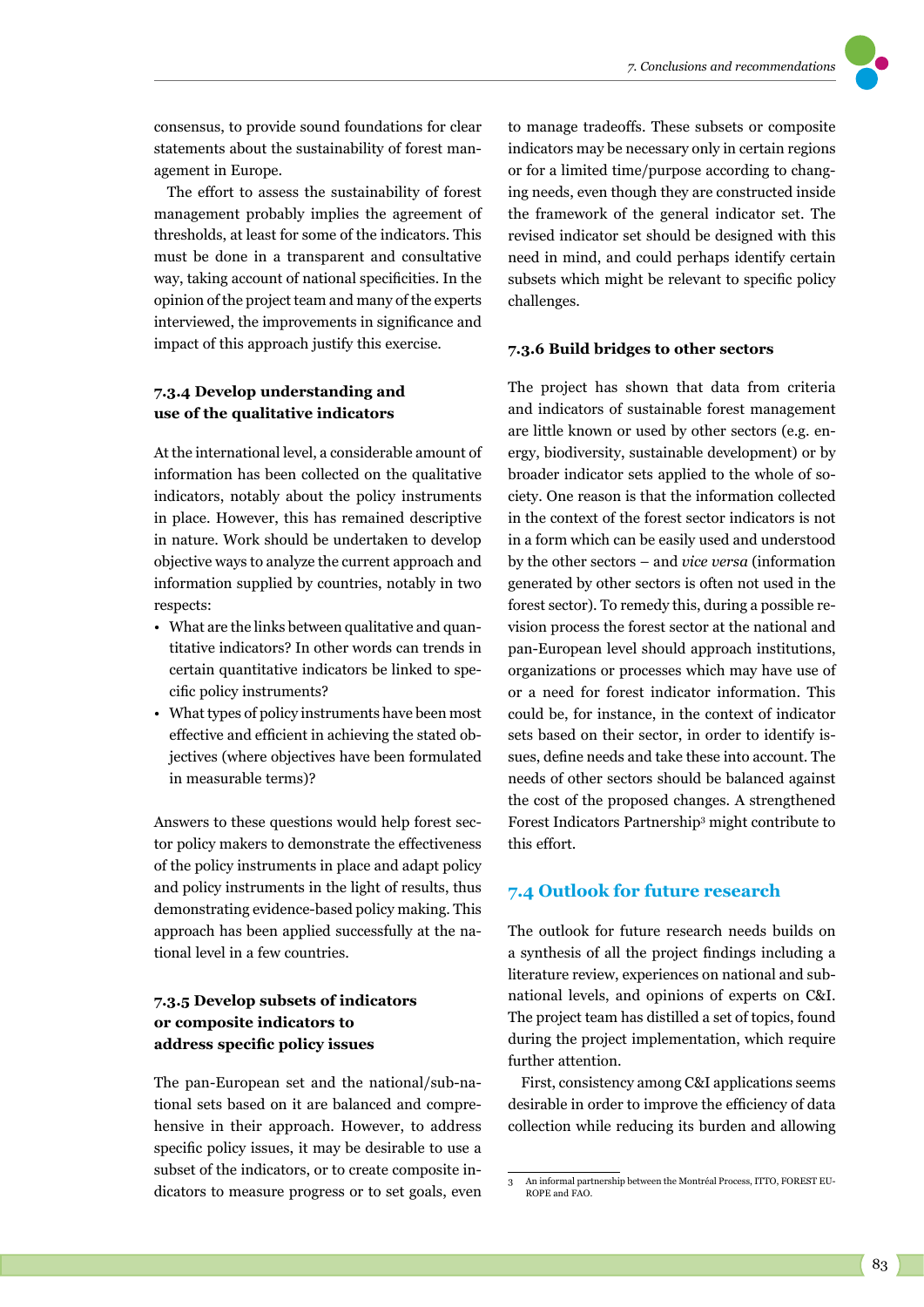consensus, to provide sound foundations for clear statements about the sustainability of forest management in Europe.

The effort to assess the sustainability of forest management probably implies the agreement of thresholds, at least for some of the indicators. This must be done in a transparent and consultative way, taking account of national specificities. In the opinion of the project team and many of the experts interviewed, the improvements in significance and impact of this approach justify this exercise.

### 7.3.4 Develop understanding and use of the qualitative indicators

At the international level, a considerable amount of information has been collected on the qualitative indicators, notably about the policy instruments in place. However, this has remained descriptive in nature. Work should be undertaken to develop objective ways to analyze the current approach and information supplied by countries, notably in two respects:

- What are the links between qualitative and quantitative indicators? In other words can trends in certain quantitative indicators be linked to specific policy instruments?
- What types of policy instruments have been most effective and efficient in achieving the stated objectives (where objectives have been formulated in measurable terms)?

Answers to these questions would help forest sector policy makers to demonstrate the effectiveness of the policy instruments in place and adapt policy and policy instruments in the light of results, thus demonstrating evidence-based policy making. This approach has been applied successfully at the national level in a few countries.

### 7.3.5 Develop subsets of indicators or composite indicators to address specific policy issues

The pan-European set and the national/sub-national sets based on it are balanced and comprehensive in their approach. However, to address specific policy issues, it may be desirable to use a subset of the indicators, or to create composite indicators to measure progress or to set goals, even to manage tradeoffs. These subsets or composite indicators may be necessary only in certain regions or for a limited time/purpose according to changing needs, even though they are constructed inside the framework of the general indicator set. The revised indicator set should be designed with this need in mind, and could perhaps identify certain subsets which might be relevant to specific policy challenges.

### 7.3.6 Build bridges to other sectors

The project has shown that data from criteria and indicators of sustainable forest management are little known or used by other sectors (e.g. energy, biodiversity, sustainable development) or by broader indicator sets applied to the whole of society. One reason is that the information collected in the context of the forest sector indicators is not in a form which can be easily used and understood by the other sectors – and *vice versa* (information generated by other sectors is often not used in the forest sector). To remedy this, during a possible revision process the forest sector at the national and pan-European level should approach institutions, organizations or processes which may have use of or a need for forest indicator information. This could be, for instance, in the context of indicator sets based on their sector, in order to identify issues, define needs and take these into account. The needs of other sectors should be balanced against the cost of the proposed changes. A strengthened Forest Indicators Partnership[3] might contribute to this effort.

## 7.4 Outlook for future research

The outlook for future research needs builds on a synthesis of all the project findings including a literature review, experiences on national and subnational levels, and opinions of experts on C&I. The project team has distilled a set of topics, found during the project implementation, which require further attention.

First, consistency among C&I applications seems desirable in order to improve the efficiency of data collection while reducing its burden and allowing

[3] An informal partnership between the Montréal Process, ITTO, FOREST EUROPE and FAO.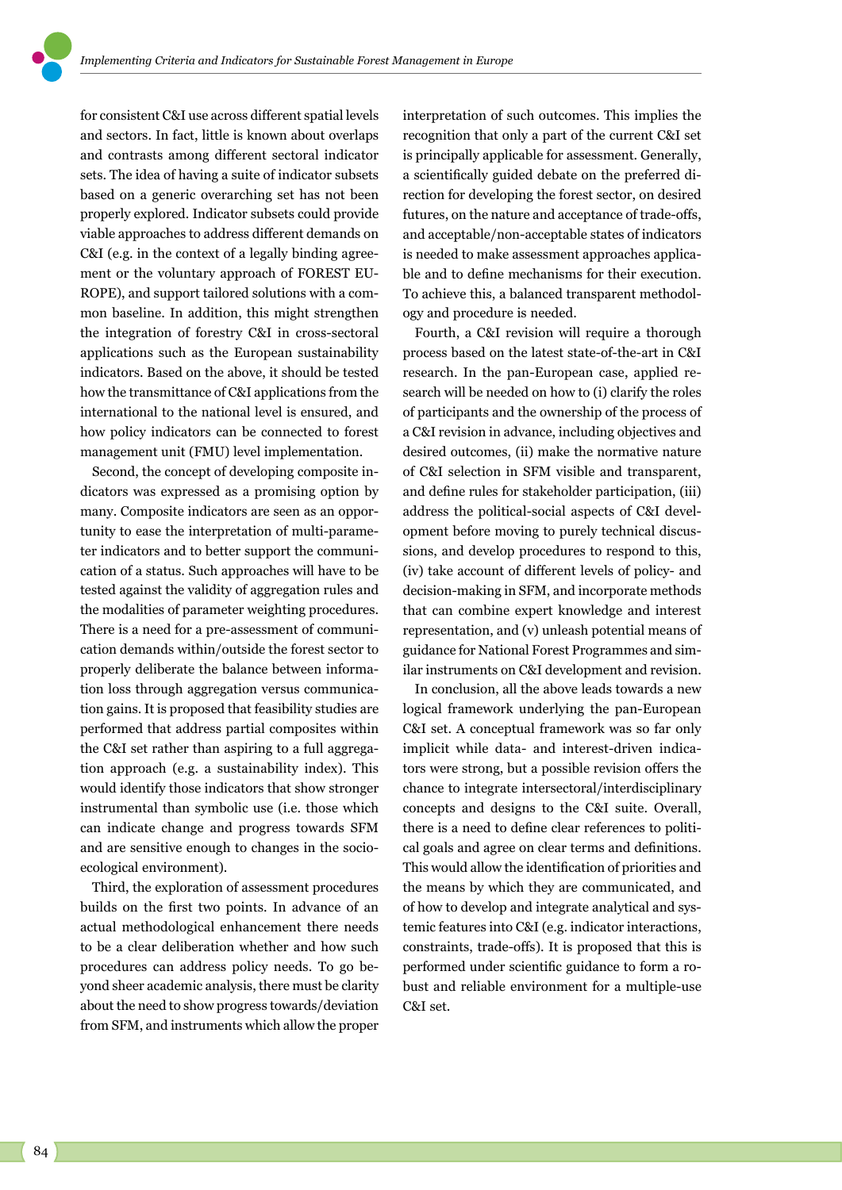for consistent C&I use across different spatial levels and sectors. In fact, little is known about overlaps and contrasts among different sectoral indicator sets. The idea of having a suite of indicator subsets based on a generic overarching set has not been properly explored. Indicator subsets could provide viable approaches to address different demands on C&I (e.g. in the context of a legally binding agreement or the voluntary approach of FOREST EUROPE), and support tailored solutions with a common baseline. In addition, this might strengthen the integration of forestry C&I in cross-sectoral applications such as the European sustainability indicators. Based on the above, it should be tested how the transmittance of C&I applications from the international to the national level is ensured, and how policy indicators can be connected to forest management unit (FMU) level implementation.

Second, the concept of developing composite indicators was expressed as a promising option by many. Composite indicators are seen as an opportunity to ease the interpretation of multi-parameter indicators and to better support the communication of a status. Such approaches will have to be tested against the validity of aggregation rules and the modalities of parameter weighting procedures. There is a need for a pre-assessment of communication demands within/outside the forest sector to properly deliberate the balance between information loss through aggregation versus communication gains. It is proposed that feasibility studies are performed that address partial composites within the C&I set rather than aspiring to a full aggregation approach (e.g. a sustainability index). This would identify those indicators that show stronger instrumental than symbolic use (i.e. those which can indicate change and progress towards SFM and are sensitive enough to changes in the socio-ecological environment).

Third, the exploration of assessment procedures builds on the first two points. In advance of an actual methodological enhancement there needs to be a clear deliberation whether and how such procedures can address policy needs. To go beyond sheer academic analysis, there must be clarity about the need to show progress towards/deviation from SFM, and instruments which allow the proper interpretation of such outcomes. This implies the recognition that only a part of the current C&I set is principally applicable for assessment. Generally, a scientifically guided debate on the preferred direction for developing the forest sector, on desired futures, on the nature and acceptance of trade-offs, and acceptable/non-acceptable states of indicators is needed to make assessment approaches applicable and to define mechanisms for their execution. To achieve this, a balanced transparent methodology and procedure is needed.

Fourth, a C&I revision will require a thorough process based on the latest state-of-the-art in C&I research. In the pan-European case, applied research will be needed on how to (i) clarify the roles of participants and the ownership of the process of a C&I revision in advance, including objectives and desired outcomes, (ii) make the normative nature of C&I selection in SFM visible and transparent, and define rules for stakeholder participation, (iii) address the political-social aspects of C&I development before moving to purely technical discussions, and develop procedures to respond to this, (iv) take account of different levels of policy- and decision-making in SFM, and incorporate methods that can combine expert knowledge and interest representation, and (v) unleash potential means of guidance for National Forest Programmes and similar instruments on C&I development and revision.

In conclusion, all the above leads towards a new logical framework underlying the pan-European C&I set. A conceptual framework was so far only implicit while data- and interest-driven indicators were strong, but a possible revision offers the chance to integrate intersectoral/interdisciplinary concepts and designs to the C&I suite. Overall, there is a need to define clear references to political goals and agree on clear terms and definitions. This would allow the identification of priorities and the means by which they are communicated, and of how to develop and integrate analytical and systemic features into C&I (e.g. indicator interactions, constraints, trade-offs). It is proposed that this is performed under scientific guidance to form a robust and reliable environment for a multiple-use C&I set.